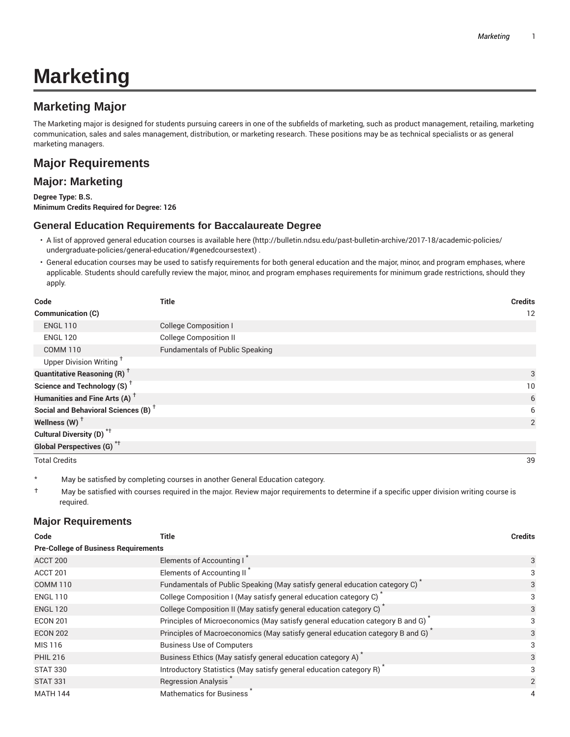# Marketing

## Marketing Major

The Marketing major is designed for students pursuing careers in one of the subfields of marketing, such as product management, retailing, marketing communication, sales and sales management, distribution, or marketing research. These positions may be as technical specialists or as general marketing managers.

## Major Requirements

### Major: Marketing

**Degree Type: B.S.**
**Minimum Credits Required for Degree: 126**

### General Education Requirements for Baccalaureate Degree

- A list of approved general education courses is available here (http://bulletin.ndsu.edu/past-bulletin-archive/2017-18/academic-policies/undergraduate-policies/general-education/#genedcoursestext) .
- General education courses may be used to satisfy requirements for both general education and the major, minor, and program emphases, where applicable. Students should carefully review the major, minor, and program emphases requirements for minimum grade restrictions, should they apply.

| Code | Title | Credits |
|---|---|---|
| **Communication (C)** | | 12 |
| ENGL 110 | College Composition I | |
| ENGL 120 | College Composition II | |
| COMM 110 | Fundamentals of Public Speaking | |
| Upper Division Writing † | | |
| **Quantitative Reasoning (R) †** | | 3 |
| **Science and Technology (S) †** | | 10 |
| **Humanities and Fine Arts (A) †** | | 6 |
| **Social and Behavioral Sciences (B) †** | | 6 |
| **Wellness (W) †** | | 2 |
| **Cultural Diversity (D) *†** | | |
| **Global Perspectives (G) *†** | | |
| Total Credits | | 39 |

\* May be satisfied by completing courses in another General Education category.

† May be satisfied with courses required in the major. Review major requirements to determine if a specific upper division writing course is required.

### Major Requirements

| Code | Title | Credits |
|---|---|---|
| **Pre-College of Business Requirements** | | |
| ACCT 200 | Elements of Accounting I * | 3 |
| ACCT 201 | Elements of Accounting II * | 3 |
| COMM 110 | Fundamentals of Public Speaking (May satisfy general education category C) * | 3 |
| ENGL 110 | College Composition I (May satisfy general education category C) * | 3 |
| ENGL 120 | College Composition II (May satisfy general education category C) * | 3 |
| ECON 201 | Principles of Microeconomics (May satisfy general education category B and G) * | 3 |
| ECON 202 | Principles of Macroeconomics (May satisfy general education category B and G) * | 3 |
| MIS 116 | Business Use of Computers | 3 |
| PHIL 216 | Business Ethics (May satisfy general education category A) * | 3 |
| STAT 330 | Introductory Statistics (May satisfy general education category R) * | 3 |
| STAT 331 | Regression Analysis * | 2 |
| MATH 144 | Mathematics for Business * | 4 |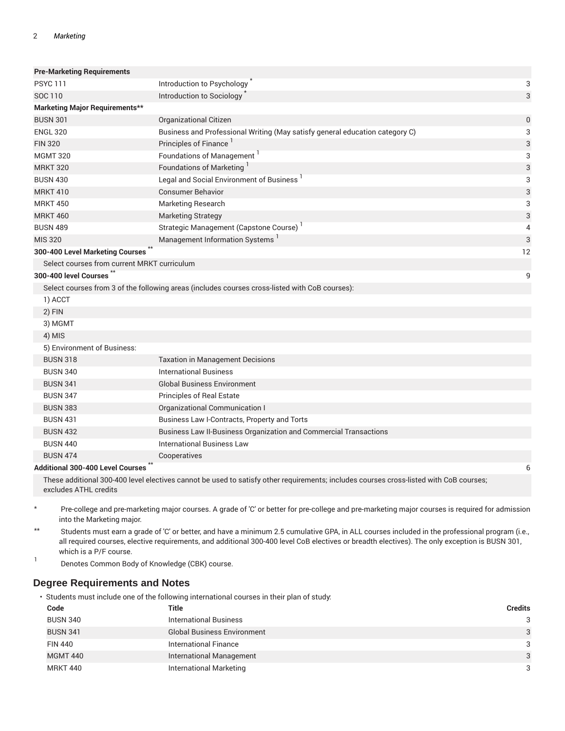| | | |
|---|---|---|
| **Pre-Marketing Requirements** | | |
| PSYC 111 | Introduction to Psychology * | 3 |
| SOC 110 | Introduction to Sociology * | 3 |
| **Marketing Major Requirements**** | | |
| BUSN 301 | Organizational Citizen | 0 |
| ENGL 320 | Business and Professional Writing (May satisfy general education category C) | 3 |
| FIN 320 | Principles of Finance [1] | 3 |
| MGMT 320 | Foundations of Management [1] | 3 |
| MRKT 320 | Foundations of Marketing [1] | 3 |
| BUSN 430 | Legal and Social Environment of Business [1] | 3 |
| MRKT 410 | Consumer Behavior | 3 |
| MRKT 450 | Marketing Research | 3 |
| MRKT 460 | Marketing Strategy | 3 |
| BUSN 489 | Strategic Management (Capstone Course) [1] | 4 |
| MIS 320 | Management Information Systems [1] | 3 |
| **300-400 Level Marketing Courses** ** | | 12 |
| Select courses from current MRKT curriculum | | |
| **300-400 level Courses** ** | | 9 |
| Select courses from 3 of the following areas (includes courses cross-listed with CoB courses): | | |
| 1) ACCT | | |
| 2) FIN | | |
| 3) MGMT | | |
| 4) MIS | | |
| 5) Environment of Business: | | |
| BUSN 318 | Taxation in Management Decisions | |
| BUSN 340 | International Business | |
| BUSN 341 | Global Business Environment | |
| BUSN 347 | Principles of Real Estate | |
| BUSN 383 | Organizational Communication I | |
| BUSN 431 | Business Law I-Contracts, Property and Torts | |
| BUSN 432 | Business Law II-Business Organization and Commercial Transactions | |
| BUSN 440 | International Business Law | |
| BUSN 474 | Cooperatives | |
| **Additional 300-400 Level Courses** ** | | 6 |
| These additional 300-400 level electives cannot be used to satisfy other requirements; includes courses cross-listed with CoB courses; excludes ATHL credits | | |

\* Pre-college and pre-marketing major courses. A grade of 'C' or better for pre-college and pre-marketing major courses is required for admission into the Marketing major.

\** Students must earn a grade of 'C' or better, and have a minimum 2.5 cumulative GPA, in ALL courses included in the professional program (i.e., all required courses, elective requirements, and additional 300-400 level CoB electives or breadth electives). The only exception is BUSN 301, which is a P/F course.

1 Denotes Common Body of Knowledge (CBK) course.

## Degree Requirements and Notes

- Students must include one of the following international courses in their plan of study:

| Code | Title | Credits |
|---|---|---|
| BUSN 340 | International Business | 3 |
| BUSN 341 | Global Business Environment | 3 |
| FIN 440 | International Finance | 3 |
| MGMT 440 | International Management | 3 |
| MRKT 440 | International Marketing | 3 |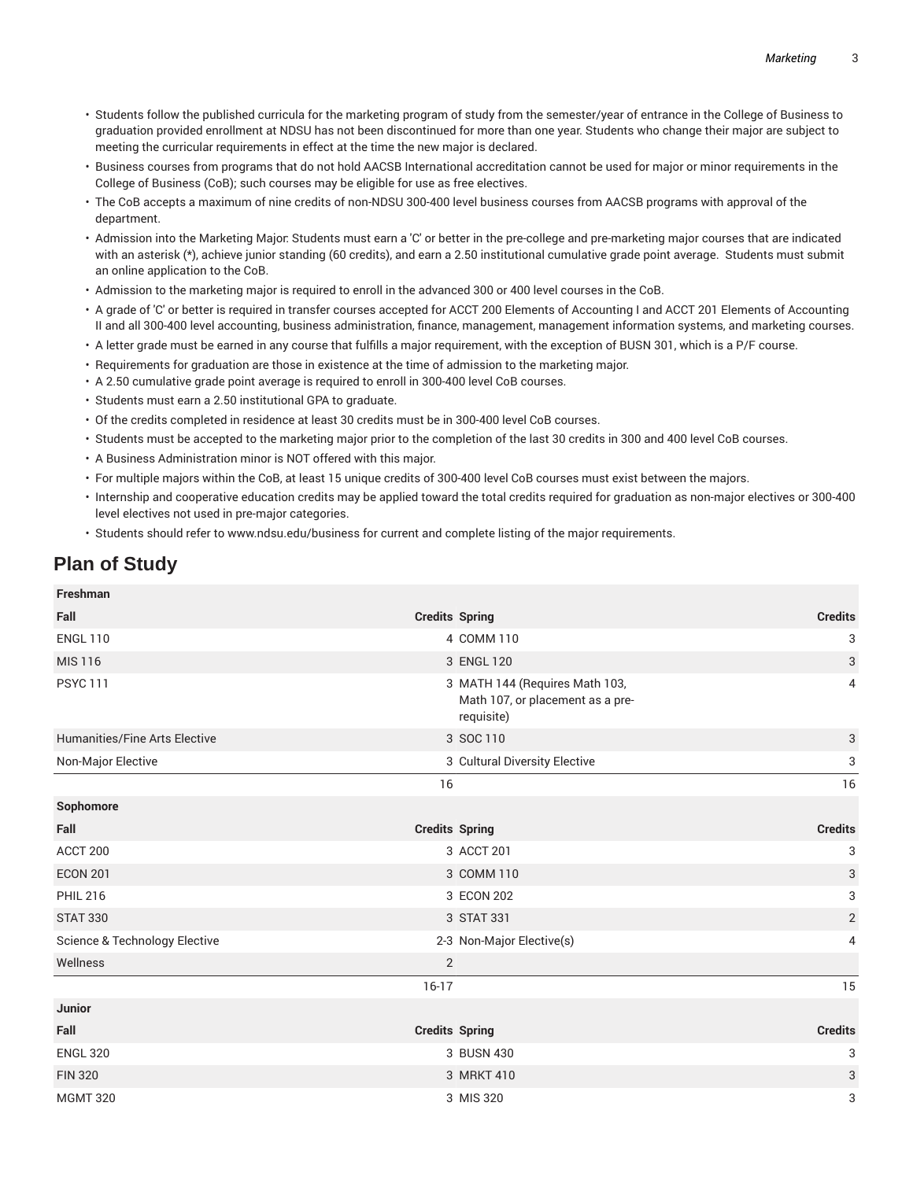- Students follow the published curricula for the marketing program of study from the semester/year of entrance in the College of Business to graduation provided enrollment at NDSU has not been discontinued for more than one year. Students who change their major are subject to meeting the curricular requirements in effect at the time the new major is declared.
- Business courses from programs that do not hold AACSB International accreditation cannot be used for major or minor requirements in the College of Business (CoB); such courses may be eligible for use as free electives.
- The CoB accepts a maximum of nine credits of non-NDSU 300-400 level business courses from AACSB programs with approval of the department.
- Admission into the Marketing Major: Students must earn a 'C' or better in the pre-college and pre-marketing major courses that are indicated with an asterisk (*), achieve junior standing (60 credits), and earn a 2.50 institutional cumulative grade point average. Students must submit an online application to the CoB.
- Admission to the marketing major is required to enroll in the advanced 300 or 400 level courses in the CoB.
- A grade of 'C' or better is required in transfer courses accepted for ACCT 200 Elements of Accounting I and ACCT 201 Elements of Accounting II and all 300-400 level accounting, business administration, finance, management, management information systems, and marketing courses.
- A letter grade must be earned in any course that fulfills a major requirement, with the exception of BUSN 301, which is a P/F course.
- Requirements for graduation are those in existence at the time of admission to the marketing major.
- A 2.50 cumulative grade point average is required to enroll in 300-400 level CoB courses.
- Students must earn a 2.50 institutional GPA to graduate.
- Of the credits completed in residence at least 30 credits must be in 300-400 level CoB courses.
- Students must be accepted to the marketing major prior to the completion of the last 30 credits in 300 and 400 level CoB courses.
- A Business Administration minor is NOT offered with this major.
- For multiple majors within the CoB, at least 15 unique credits of 300-400 level CoB courses must exist between the majors.
- Internship and cooperative education credits may be applied toward the total credits required for graduation as non-major electives or 300-400 level electives not used in pre-major categories.
- Students should refer to www.ndsu.edu/business for current and complete listing of the major requirements.

## Plan of Study

| **Freshman** | | | |
|---|---|---|---|
| **Fall** | **Credits** | **Spring** | **Credits** |
| ENGL 110 | 4 | COMM 110 | 3 |
| MIS 116 | 3 | ENGL 120 | 3 |
| PSYC 111 | 3 | MATH 144 (Requires Math 103, Math 107, or placement as a pre-requisite) | 4 |
| Humanities/Fine Arts Elective | 3 | SOC 110 | 3 |
| Non-Major Elective | 3 | Cultural Diversity Elective | 3 |
| | 16 | | 16 |
| **Sophomore** | | | |
| **Fall** | **Credits** | **Spring** | **Credits** |
| ACCT 200 | 3 | ACCT 201 | 3 |
| ECON 201 | 3 | COMM 110 | 3 |
| PHIL 216 | 3 | ECON 202 | 3 |
| STAT 330 | 3 | STAT 331 | 2 |
| Science & Technology Elective | 2-3 | Non-Major Elective(s) | 4 |
| Wellness | 2 | | |
| | 16-17 | | 15 |
| **Junior** | | | |
| **Fall** | **Credits** | **Spring** | **Credits** |
| ENGL 320 | 3 | BUSN 430 | 3 |
| FIN 320 | 3 | MRKT 410 | 3 |
| MGMT 320 | 3 | MIS 320 | 3 |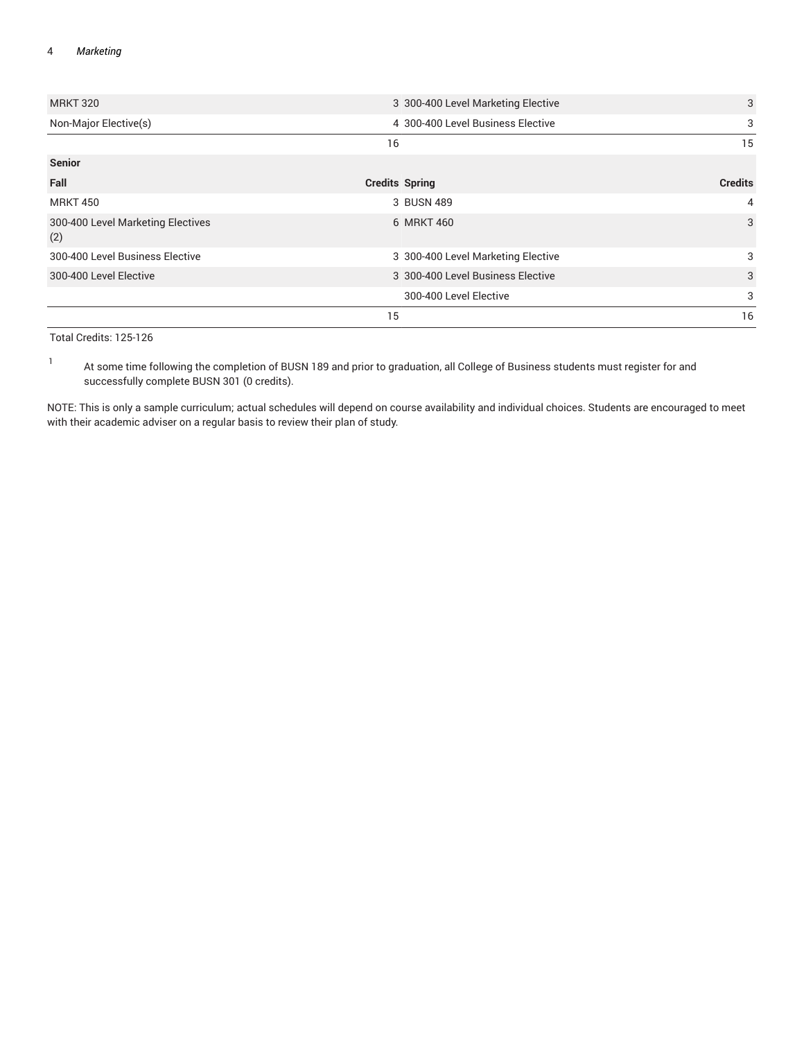| | | | |
|---|---|---|---|
| MRKT 320 | 3 | 300-400 Level Marketing Elective | 3 |
| Non-Major Elective(s) | 4 | 300-400 Level Business Elective | 3 |
| | 16 | | 15 |
| **Senior** | | | |
| **Fall** | **Credits** | **Spring** | **Credits** |
| MRKT 450 | 3 | BUSN 489 | 4 |
| 300-400 Level Marketing Electives (2) | 6 | MRKT 460 | 3 |
| 300-400 Level Business Elective | 3 | 300-400 Level Marketing Elective | 3 |
| 300-400 Level Elective | 3 | 300-400 Level Business Elective | 3 |
| | | 300-400 Level Elective | 3 |
| | 15 | | 16 |

Total Credits: 125-126

1. At some time following the completion of BUSN 189 and prior to graduation, all College of Business students must register for and successfully complete BUSN 301 (0 credits).

NOTE: This is only a sample curriculum; actual schedules will depend on course availability and individual choices. Students are encouraged to meet with their academic adviser on a regular basis to review their plan of study.